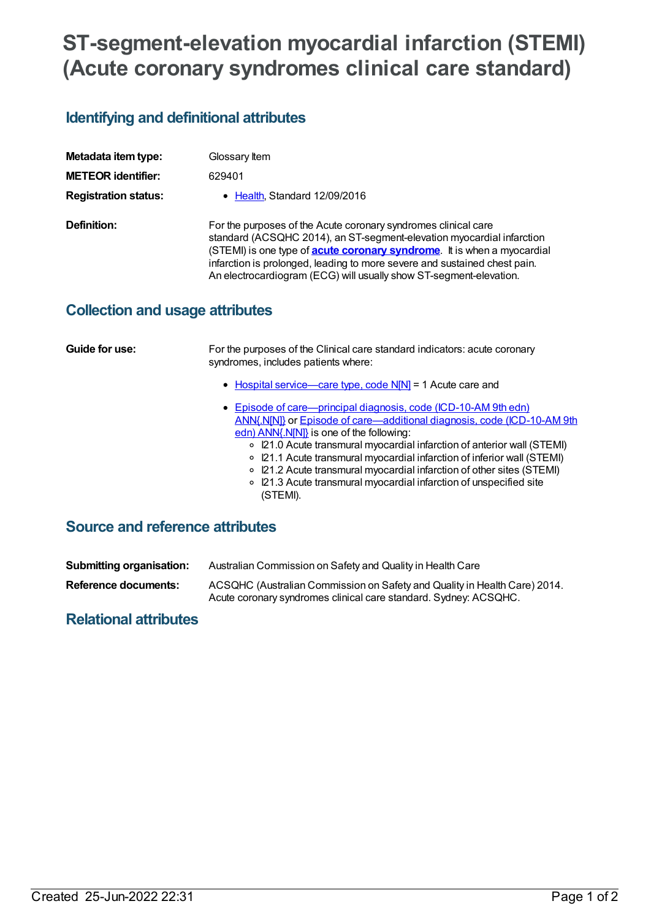# ST-segment-elevation myocardial infarction (STEMI) (Acute coronary syndromes clinical care standard)

## Identifying and definitional attributes

**Metadata item type:** Glossary Item

**METEOR identifier:** 629401

**Registration status:**

- Health, Standard 12/09/2016

**Definition:** For the purposes of the Acute coronary syndromes clinical care standard (ACSQHC 2014), an ST-segment-elevation myocardial infarction (STEMI) is one type of **acute coronary syndrome**. It is when a myocardial infarction is prolonged, leading to more severe and sustained chest pain. An electrocardiogram (ECG) will usually show ST-segment-elevation.

## Collection and usage attributes

**Guide for use:** For the purposes of the Clinical care standard indicators: acute coronary syndromes, includes patients where:

- Hospital service—care type, code N[N] = 1 Acute care and
- Episode of care—principal diagnosis, code (ICD-10-AM 9th edn) ANN{.N[N]} or Episode of care—additional diagnosis, code (ICD-10-AM 9th edn) ANN{.N[N]} is one of the following:
  - I21.0 Acute transmural myocardial infarction of anterior wall (STEMI)
  - I21.1 Acute transmural myocardial infarction of inferior wall (STEMI)
  - I21.2 Acute transmural myocardial infarction of other sites (STEMI)
  - I21.3 Acute transmural myocardial infarction of unspecified site (STEMI).

## Source and reference attributes

**Submitting organisation:** Australian Commission on Safety and Quality in Health Care

**Reference documents:** ACSQHC (Australian Commission on Safety and Quality in Health Care) 2014. Acute coronary syndromes clinical care standard. Sydney: ACSQHC.

## Relational attributes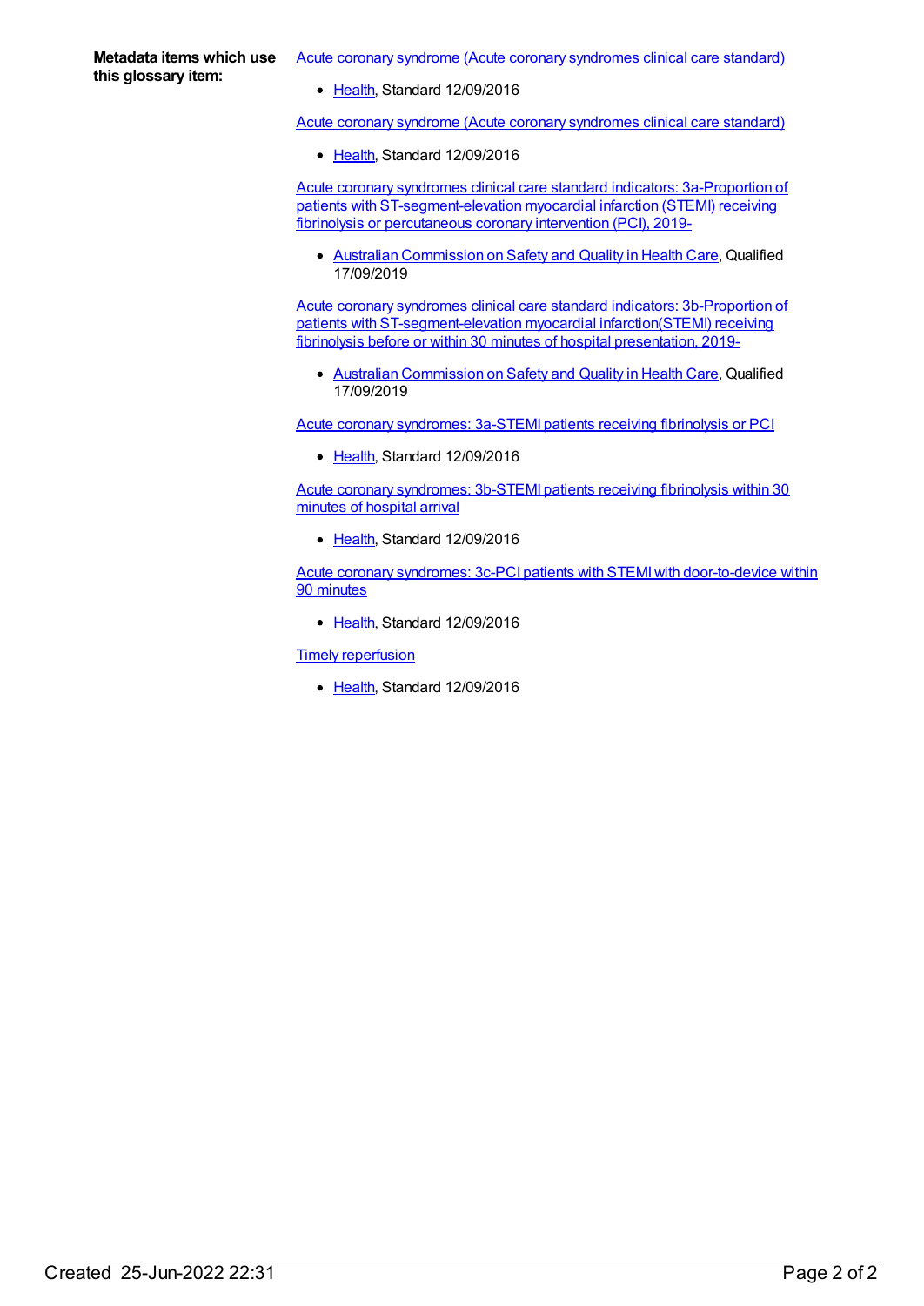**Metadata items which use this glossary item:**

Acute coronary syndrome (Acute coronary syndromes clinical care standard)

- Health, Standard 12/09/2016

Acute coronary syndrome (Acute coronary syndromes clinical care standard)

- Health, Standard 12/09/2016

Acute coronary syndromes clinical care standard indicators: 3a-Proportion of patients with ST-segment-elevation myocardial infarction (STEMI) receiving fibrinolysis or percutaneous coronary intervention (PCI), 2019-

- Australian Commission on Safety and Quality in Health Care, Qualified 17/09/2019

Acute coronary syndromes clinical care standard indicators: 3b-Proportion of patients with ST-segment-elevation myocardial infarction(STEMI) receiving fibrinolysis before or within 30 minutes of hospital presentation, 2019-

- Australian Commission on Safety and Quality in Health Care, Qualified 17/09/2019

Acute coronary syndromes: 3a-STEMI patients receiving fibrinolysis or PCI

- Health, Standard 12/09/2016

Acute coronary syndromes: 3b-STEMI patients receiving fibrinolysis within 30 minutes of hospital arrival

- Health, Standard 12/09/2016

Acute coronary syndromes: 3c-PCI patients with STEMI with door-to-device within 90 minutes

- Health, Standard 12/09/2016

Timely reperfusion

- Health, Standard 12/09/2016